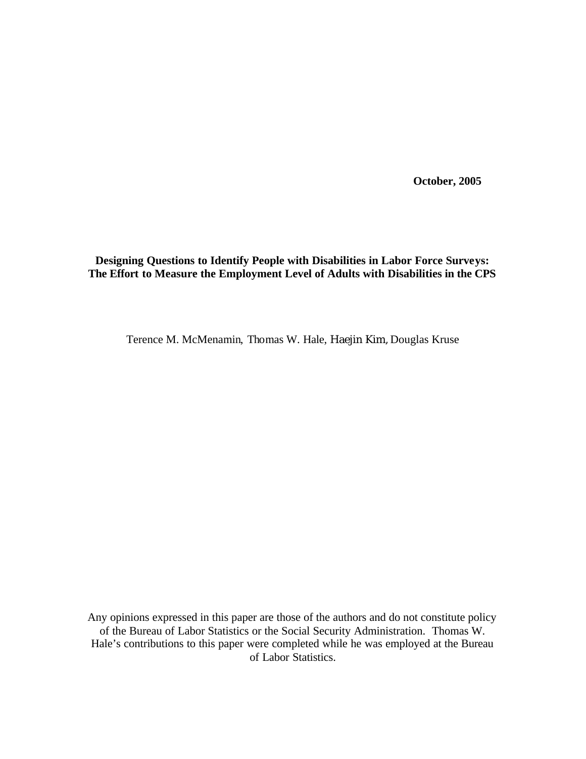**October, 2005**

# Designing Questions to Identify People with Disabilities in Labor Force Surveys: The Effort to Measure the Employment Level of Adults with Disabilities in the CPS

Terence M. McMenamin, Thomas W. Hale, Haejin Kim, Douglas Kruse

Any opinions expressed in this paper are those of the authors and do not constitute policy of the Bureau of Labor Statistics or the Social Security Administration. Thomas W. Hale's contributions to this paper were completed while he was employed at the Bureau of Labor Statistics.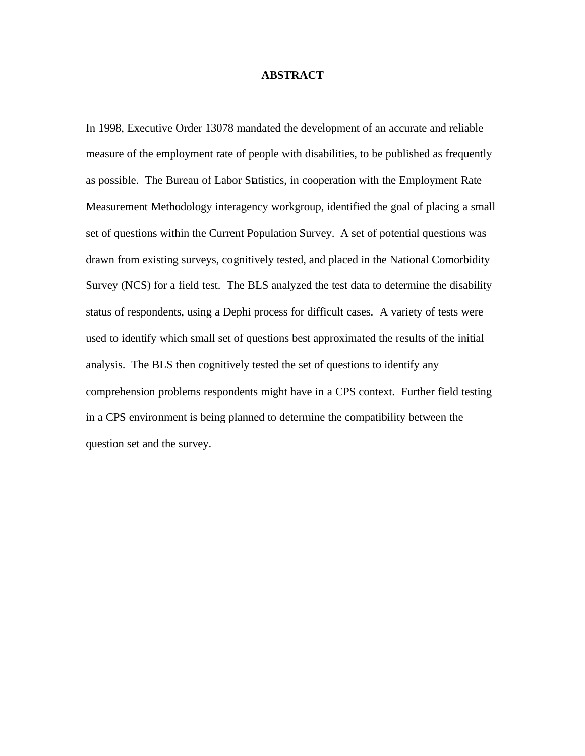# ABSTRACT

In 1998, Executive Order 13078 mandated the development of an accurate and reliable measure of the employment rate of people with disabilities, to be published as frequently as possible. The Bureau of Labor Statistics, in cooperation with the Employment Rate Measurement Methodology interagency workgroup, identified the goal of placing a small set of questions within the Current Population Survey. A set of potential questions was drawn from existing surveys, cognitively tested, and placed in the National Comorbidity Survey (NCS) for a field test. The BLS analyzed the test data to determine the disability status of respondents, using a Dephi process for difficult cases. A variety of tests were used to identify which small set of questions best approximated the results of the initial analysis. The BLS then cognitively tested the set of questions to identify any comprehension problems respondents might have in a CPS context. Further field testing in a CPS environment is being planned to determine the compatibility between the question set and the survey.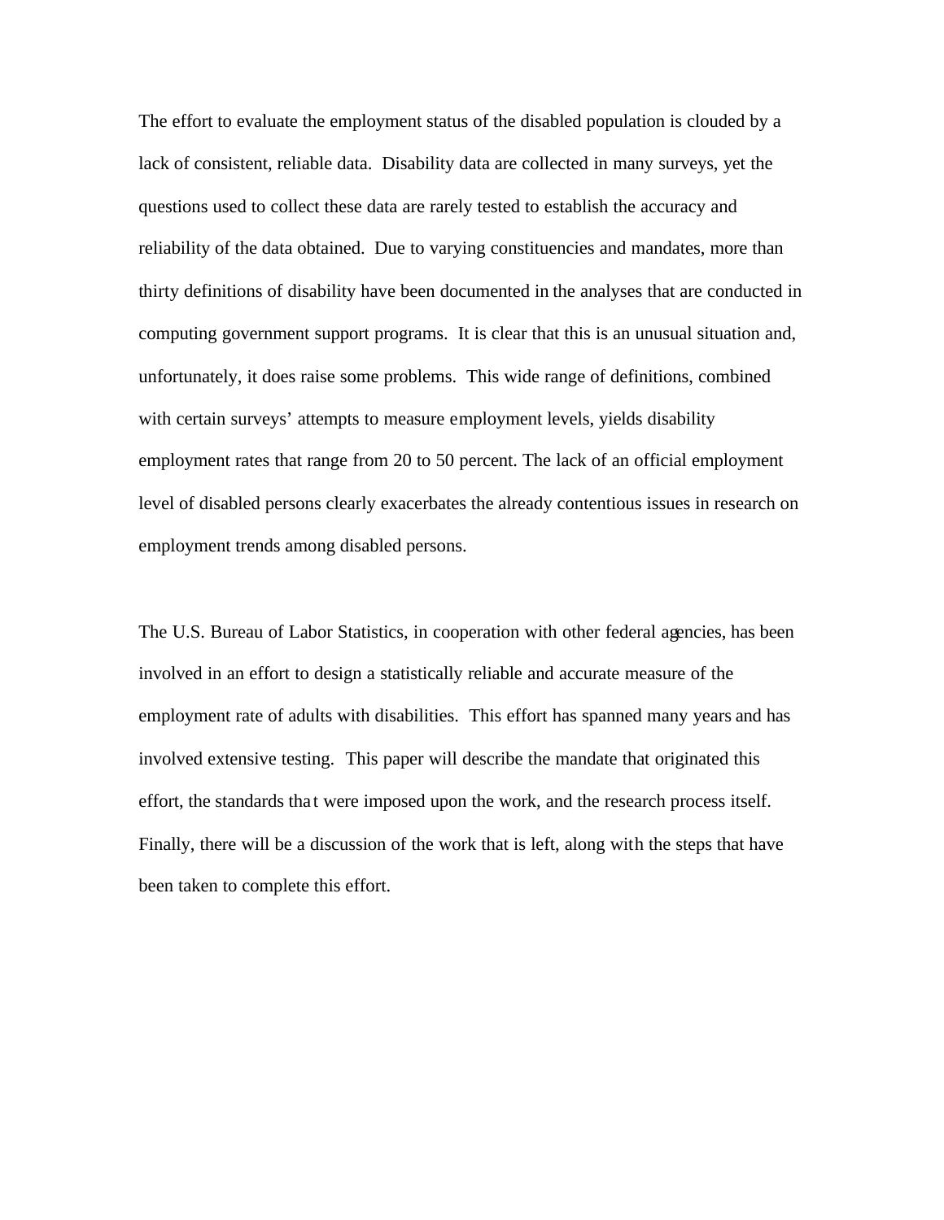The effort to evaluate the employment status of the disabled population is clouded by a lack of consistent, reliable data. Disability data are collected in many surveys, yet the questions used to collect these data are rarely tested to establish the accuracy and reliability of the data obtained. Due to varying constituencies and mandates, more than thirty definitions of disability have been documented in the analyses that are conducted in computing government support programs. It is clear that this is an unusual situation and, unfortunately, it does raise some problems. This wide range of definitions, combined with certain surveys' attempts to measure employment levels, yields disability employment rates that range from 20 to 50 percent. The lack of an official employment level of disabled persons clearly exacerbates the already contentious issues in research on employment trends among disabled persons.

The U.S. Bureau of Labor Statistics, in cooperation with other federal agencies, has been involved in an effort to design a statistically reliable and accurate measure of the employment rate of adults with disabilities. This effort has spanned many years and has involved extensive testing. This paper will describe the mandate that originated this effort, the standards that were imposed upon the work, and the research process itself. Finally, there will be a discussion of the work that is left, along with the steps that have been taken to complete this effort.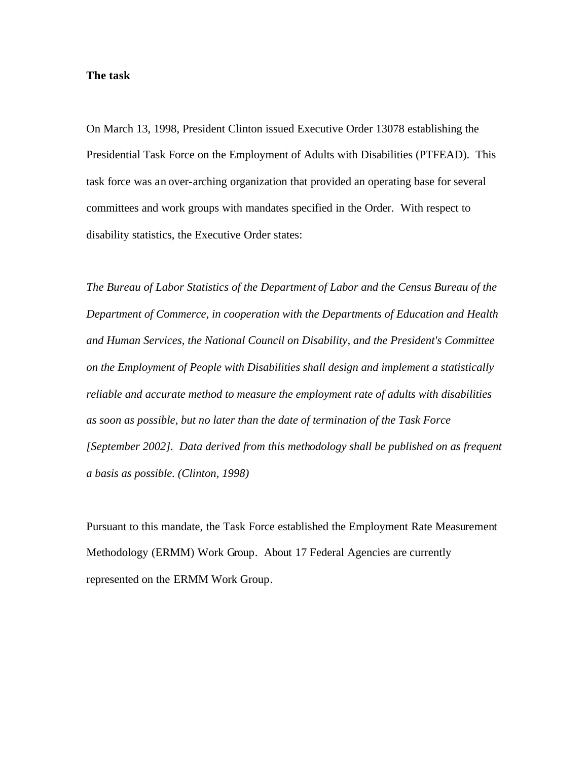**The task**

On March 13, 1998, President Clinton issued Executive Order 13078 establishing the Presidential Task Force on the Employment of Adults with Disabilities (PTFEAD). This task force was an over-arching organization that provided an operating base for several committees and work groups with mandates specified in the Order. With respect to disability statistics, the Executive Order states:

*The Bureau of Labor Statistics of the Department of Labor and the Census Bureau of the Department of Commerce, in cooperation with the Departments of Education and Health and Human Services, the National Council on Disability, and the President's Committee on the Employment of People with Disabilities shall design and implement a statistically reliable and accurate method to measure the employment rate of adults with disabilities as soon as possible, but no later than the date of termination of the Task Force [September 2002]. Data derived from this methodology shall be published on as frequent a basis as possible. (Clinton, 1998)*

Pursuant to this mandate, the Task Force established the Employment Rate Measurement Methodology (ERMM) Work Group. About 17 Federal Agencies are currently represented on the ERMM Work Group.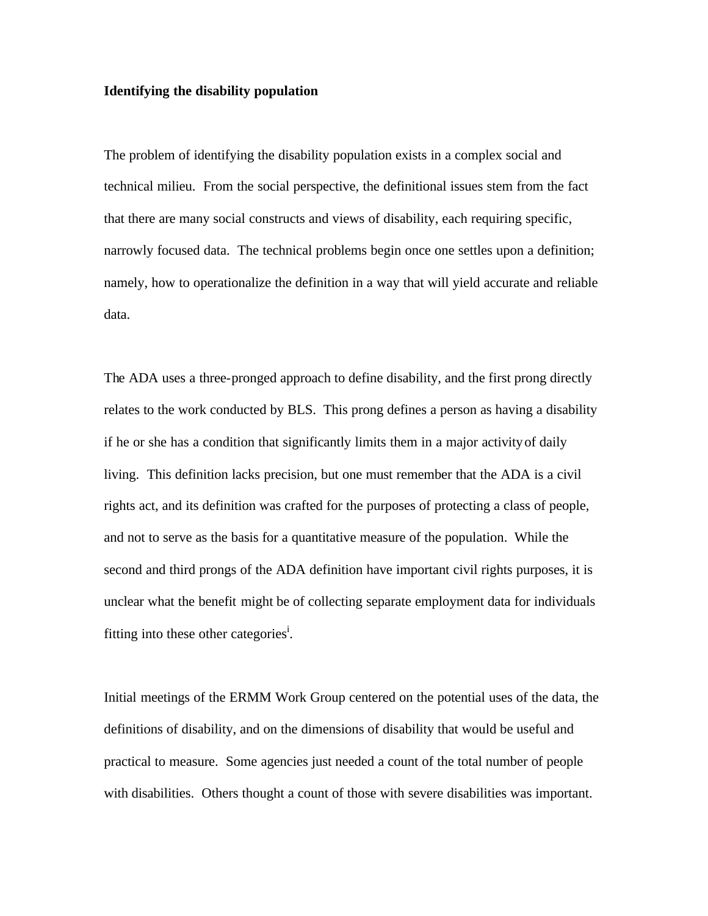**Identifying the disability population**

The problem of identifying the disability population exists in a complex social and technical milieu. From the social perspective, the definitional issues stem from the fact that there are many social constructs and views of disability, each requiring specific, narrowly focused data. The technical problems begin once one settles upon a definition; namely, how to operationalize the definition in a way that will yield accurate and reliable data.

The ADA uses a three-pronged approach to define disability, and the first prong directly relates to the work conducted by BLS. This prong defines a person as having a disability if he or she has a condition that significantly limits them in a major activity of daily living. This definition lacks precision, but one must remember that the ADA is a civil rights act, and its definition was crafted for the purposes of protecting a class of people, and not to serve as the basis for a quantitative measure of the population. While the second and third prongs of the ADA definition have important civil rights purposes, it is unclear what the benefit might be of collecting separate employment data for individuals fitting into these other categories[i].

Initial meetings of the ERMM Work Group centered on the potential uses of the data, the definitions of disability, and on the dimensions of disability that would be useful and practical to measure. Some agencies just needed a count of the total number of people with disabilities. Others thought a count of those with severe disabilities was important.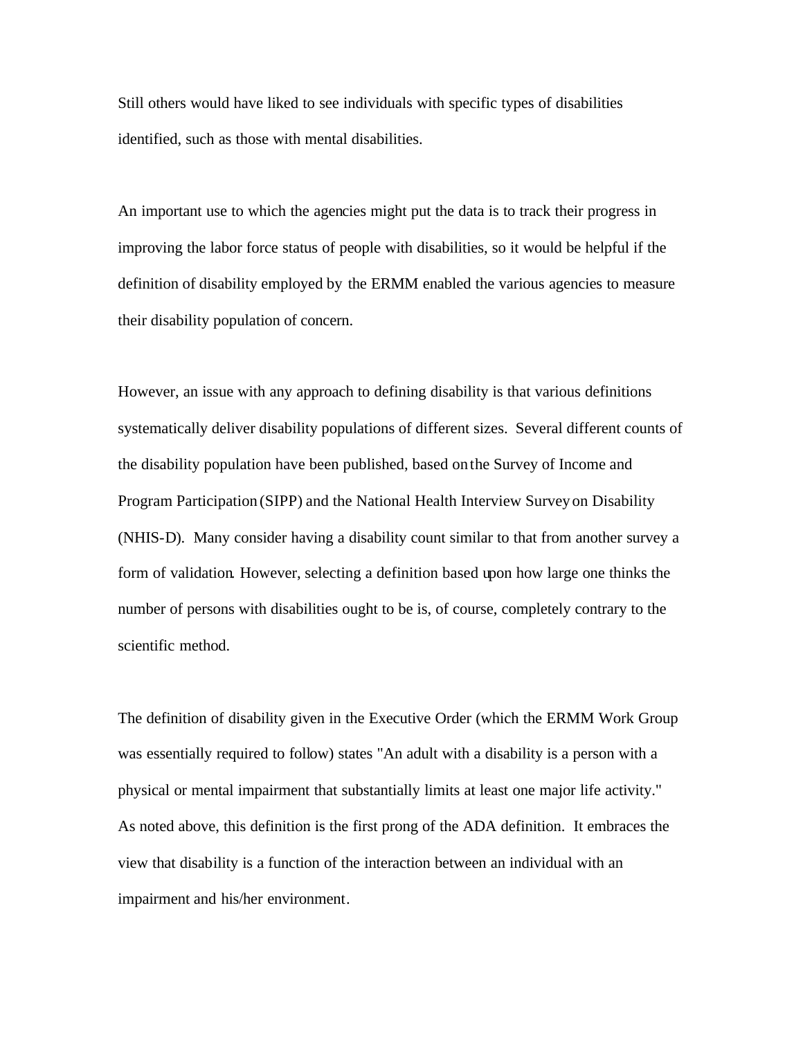Still others would have liked to see individuals with specific types of disabilities identified, such as those with mental disabilities.

An important use to which the agencies might put the data is to track their progress in improving the labor force status of people with disabilities, so it would be helpful if the definition of disability employed by the ERMM enabled the various agencies to measure their disability population of concern.

However, an issue with any approach to defining disability is that various definitions systematically deliver disability populations of different sizes. Several different counts of the disability population have been published, based on the Survey of Income and Program Participation (SIPP) and the National Health Interview Survey on Disability (NHIS-D). Many consider having a disability count similar to that from another survey a form of validation. However, selecting a definition based upon how large one thinks the number of persons with disabilities ought to be is, of course, completely contrary to the scientific method.

The definition of disability given in the Executive Order (which the ERMM Work Group was essentially required to follow) states "An adult with a disability is a person with a physical or mental impairment that substantially limits at least one major life activity." As noted above, this definition is the first prong of the ADA definition. It embraces the view that disability is a function of the interaction between an individual with an impairment and his/her environment.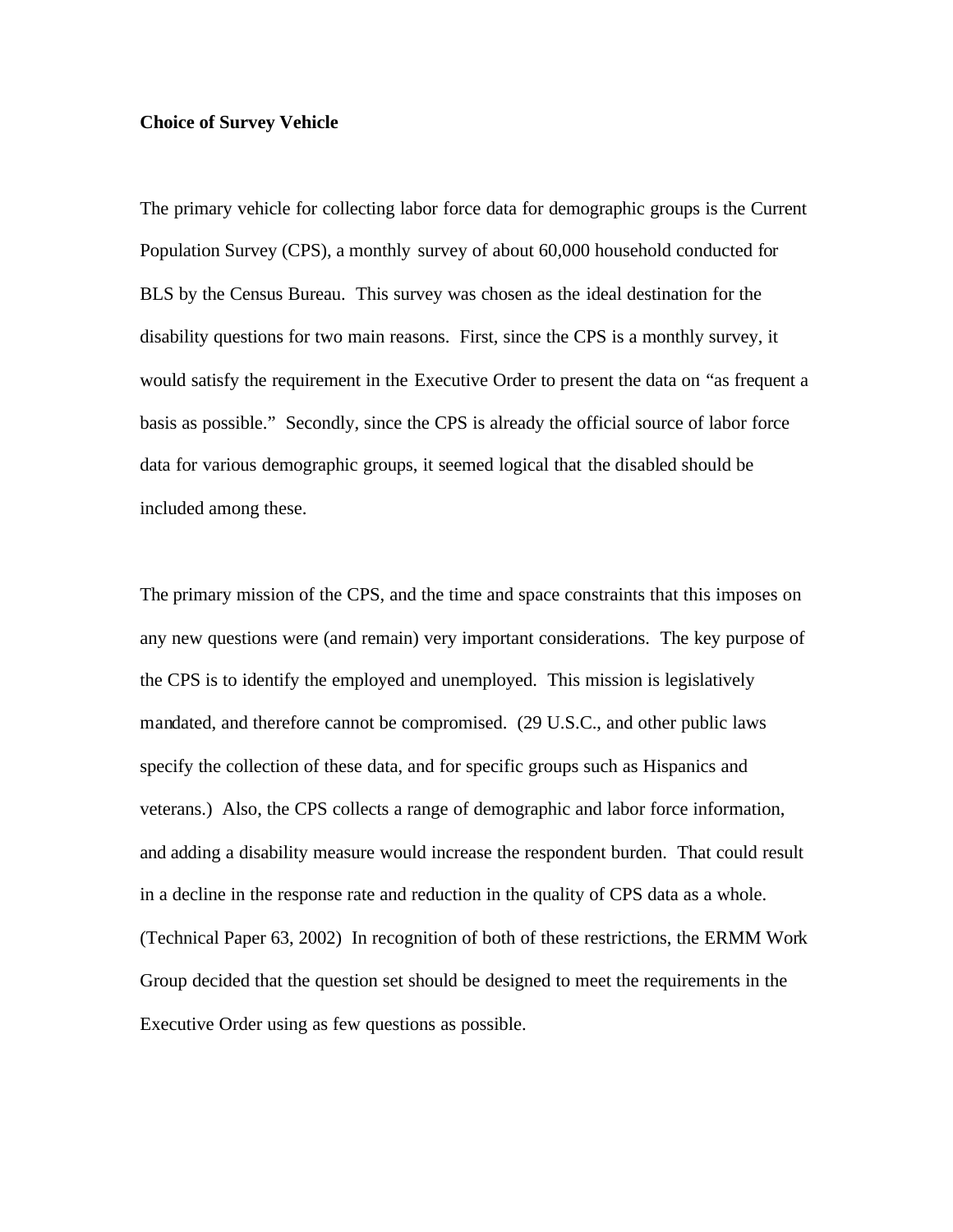**Choice of Survey Vehicle**

The primary vehicle for collecting labor force data for demographic groups is the Current Population Survey (CPS), a monthly survey of about 60,000 household conducted for BLS by the Census Bureau. This survey was chosen as the ideal destination for the disability questions for two main reasons. First, since the CPS is a monthly survey, it would satisfy the requirement in the Executive Order to present the data on "as frequent a basis as possible." Secondly, since the CPS is already the official source of labor force data for various demographic groups, it seemed logical that the disabled should be included among these.

The primary mission of the CPS, and the time and space constraints that this imposes on any new questions were (and remain) very important considerations. The key purpose of the CPS is to identify the employed and unemployed. This mission is legislatively mandated, and therefore cannot be compromised. (29 U.S.C., and other public laws specify the collection of these data, and for specific groups such as Hispanics and veterans.) Also, the CPS collects a range of demographic and labor force information, and adding a disability measure would increase the respondent burden. That could result in a decline in the response rate and reduction in the quality of CPS data as a whole. (Technical Paper 63, 2002) In recognition of both of these restrictions, the ERMM Work Group decided that the question set should be designed to meet the requirements in the Executive Order using as few questions as possible.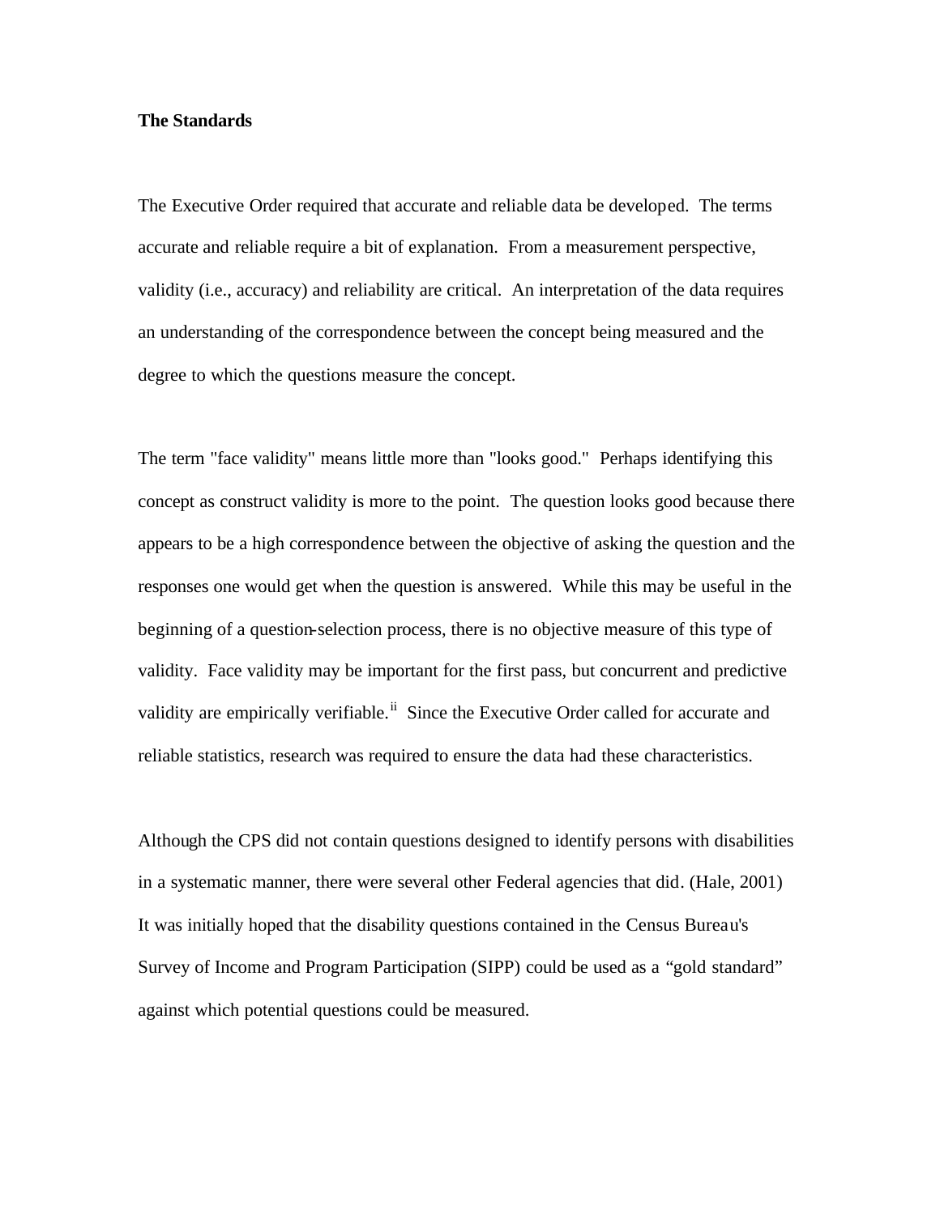**The Standards**

The Executive Order required that accurate and reliable data be developed. The terms accurate and reliable require a bit of explanation. From a measurement perspective, validity (i.e., accuracy) and reliability are critical. An interpretation of the data requires an understanding of the correspondence between the concept being measured and the degree to which the questions measure the concept.

The term "face validity" means little more than "looks good." Perhaps identifying this concept as construct validity is more to the point. The question looks good because there appears to be a high correspondence between the objective of asking the question and the responses one would get when the question is answered. While this may be useful in the beginning of a question-selection process, there is no objective measure of this type of validity. Face validity may be important for the first pass, but concurrent and predictive validity are empirically verifiable.[ii] Since the Executive Order called for accurate and reliable statistics, research was required to ensure the data had these characteristics.

Although the CPS did not contain questions designed to identify persons with disabilities in a systematic manner, there were several other Federal agencies that did. (Hale, 2001) It was initially hoped that the disability questions contained in the Census Bureau's Survey of Income and Program Participation (SIPP) could be used as a "gold standard" against which potential questions could be measured.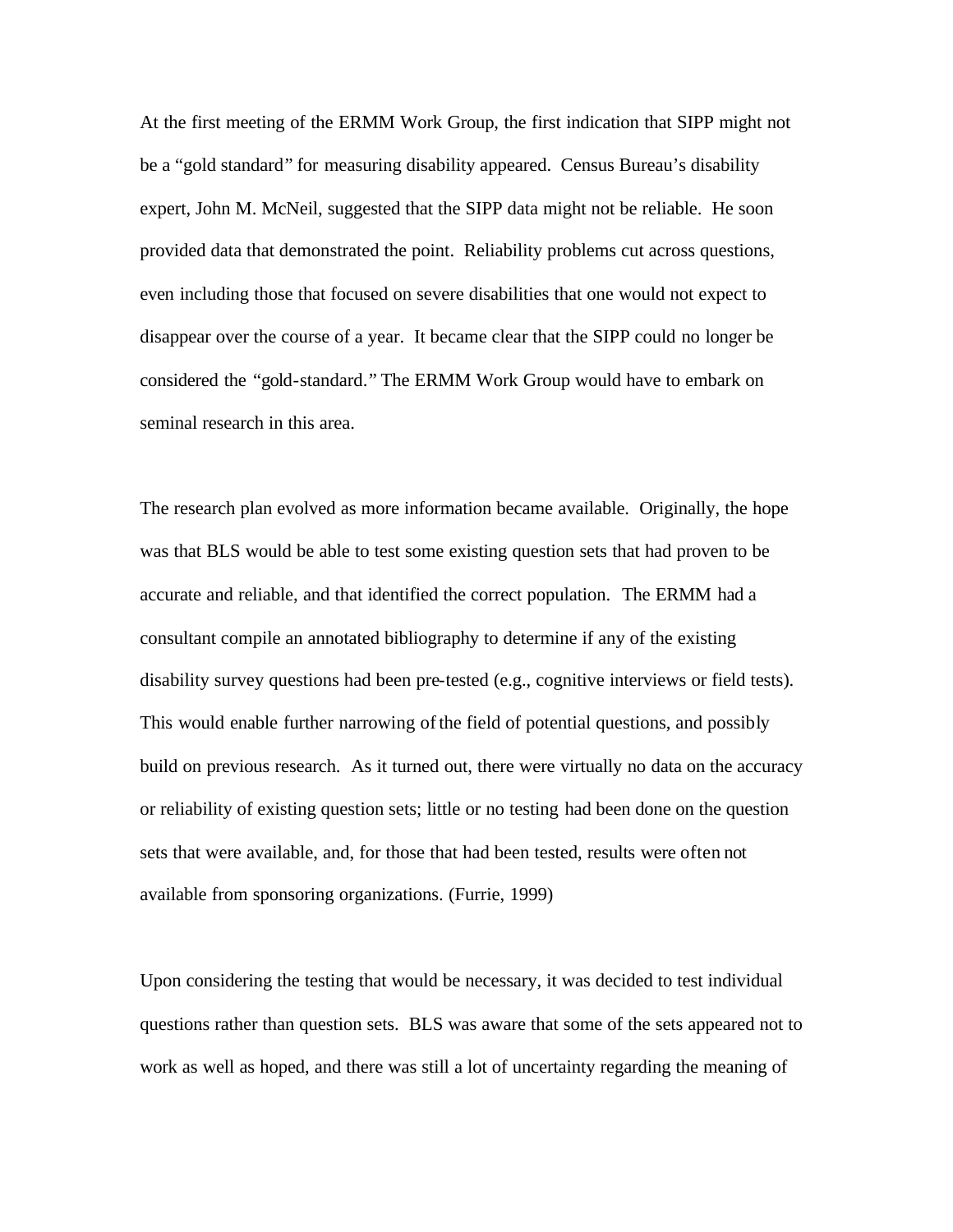At the first meeting of the ERMM Work Group, the first indication that SIPP might not be a "gold standard" for measuring disability appeared. Census Bureau's disability expert, John M. McNeil, suggested that the SIPP data might not be reliable. He soon provided data that demonstrated the point. Reliability problems cut across questions, even including those that focused on severe disabilities that one would not expect to disappear over the course of a year. It became clear that the SIPP could no longer be considered the "gold-standard." The ERMM Work Group would have to embark on seminal research in this area.

The research plan evolved as more information became available. Originally, the hope was that BLS would be able to test some existing question sets that had proven to be accurate and reliable, and that identified the correct population. The ERMM had a consultant compile an annotated bibliography to determine if any of the existing disability survey questions had been pre-tested (e.g., cognitive interviews or field tests). This would enable further narrowing of the field of potential questions, and possibly build on previous research. As it turned out, there were virtually no data on the accuracy or reliability of existing question sets; little or no testing had been done on the question sets that were available, and, for those that had been tested, results were often not available from sponsoring organizations. (Furrie, 1999)

Upon considering the testing that would be necessary, it was decided to test individual questions rather than question sets. BLS was aware that some of the sets appeared not to work as well as hoped, and there was still a lot of uncertainty regarding the meaning of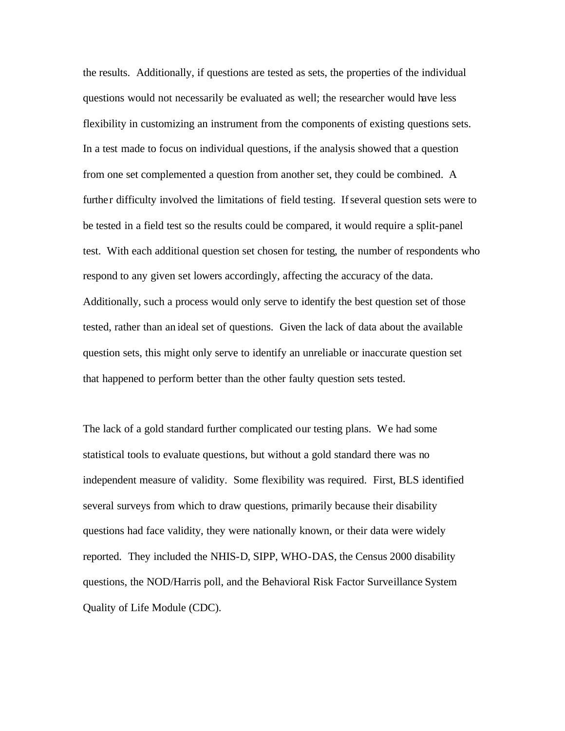the results. Additionally, if questions are tested as sets, the properties of the individual questions would not necessarily be evaluated as well; the researcher would have less flexibility in customizing an instrument from the components of existing questions sets. In a test made to focus on individual questions, if the analysis showed that a question from one set complemented a question from another set, they could be combined. A further difficulty involved the limitations of field testing. If several question sets were to be tested in a field test so the results could be compared, it would require a split-panel test. With each additional question set chosen for testing, the number of respondents who respond to any given set lowers accordingly, affecting the accuracy of the data. Additionally, such a process would only serve to identify the best question set of those tested, rather than an ideal set of questions. Given the lack of data about the available question sets, this might only serve to identify an unreliable or inaccurate question set that happened to perform better than the other faulty question sets tested.

The lack of a gold standard further complicated our testing plans. We had some statistical tools to evaluate questions, but without a gold standard there was no independent measure of validity. Some flexibility was required. First, BLS identified several surveys from which to draw questions, primarily because their disability questions had face validity, they were nationally known, or their data were widely reported. They included the NHIS-D, SIPP, WHO-DAS, the Census 2000 disability questions, the NOD/Harris poll, and the Behavioral Risk Factor Surveillance System Quality of Life Module (CDC).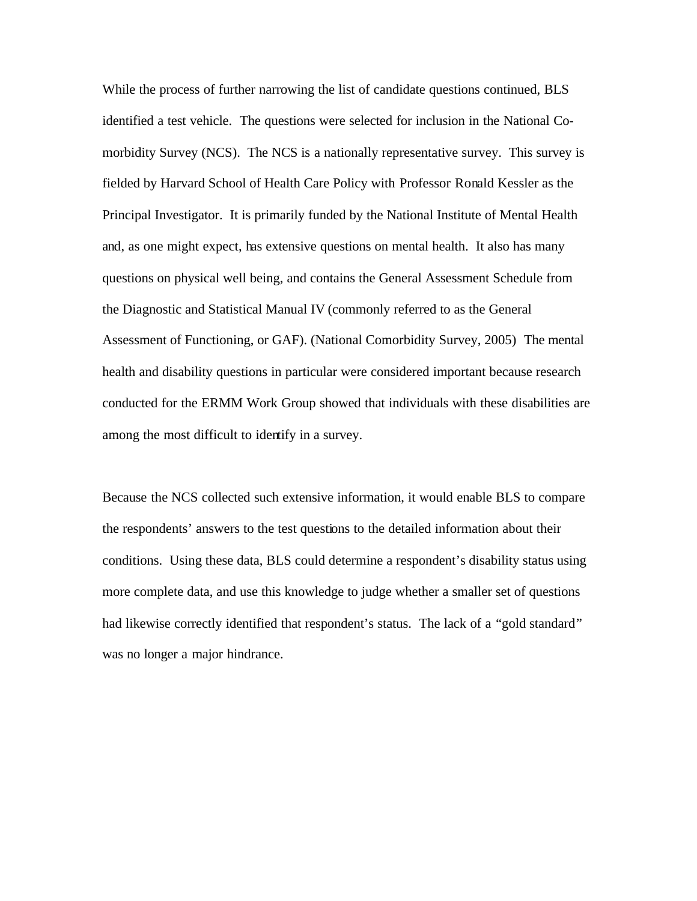While the process of further narrowing the list of candidate questions continued, BLS identified a test vehicle. The questions were selected for inclusion in the National Co-morbidity Survey (NCS). The NCS is a nationally representative survey. This survey is fielded by Harvard School of Health Care Policy with Professor Ronald Kessler as the Principal Investigator. It is primarily funded by the National Institute of Mental Health and, as one might expect, has extensive questions on mental health. It also has many questions on physical well being, and contains the General Assessment Schedule from the Diagnostic and Statistical Manual IV (commonly referred to as the General Assessment of Functioning, or GAF). (National Comorbidity Survey, 2005) The mental health and disability questions in particular were considered important because research conducted for the ERMM Work Group showed that individuals with these disabilities are among the most difficult to identify in a survey.

Because the NCS collected such extensive information, it would enable BLS to compare the respondents' answers to the test questions to the detailed information about their conditions. Using these data, BLS could determine a respondent's disability status using more complete data, and use this knowledge to judge whether a smaller set of questions had likewise correctly identified that respondent's status. The lack of a "gold standard" was no longer a major hindrance.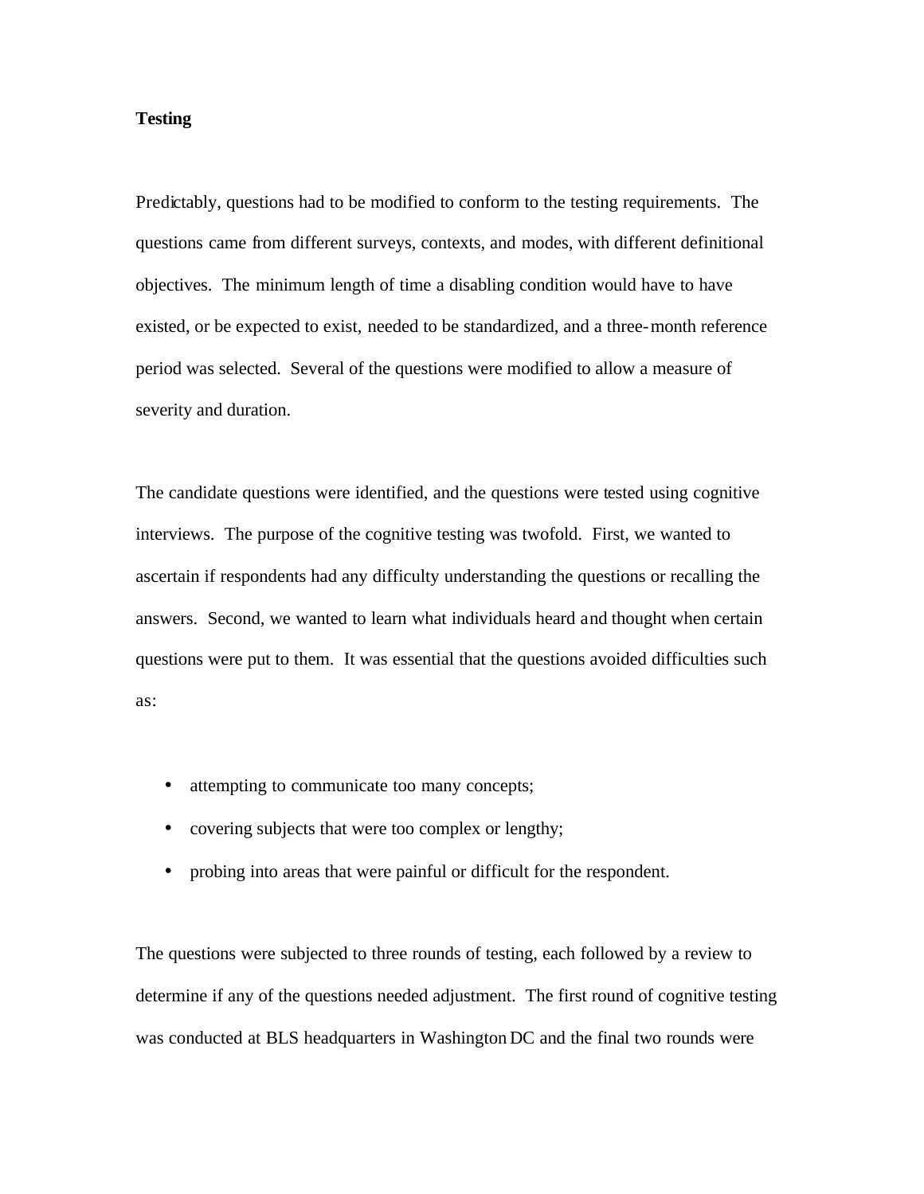**Testing**

Predictably, questions had to be modified to conform to the testing requirements. The questions came from different surveys, contexts, and modes, with different definitional objectives. The minimum length of time a disabling condition would have to have existed, or be expected to exist, needed to be standardized, and a three-month reference period was selected. Several of the questions were modified to allow a measure of severity and duration.

The candidate questions were identified, and the questions were tested using cognitive interviews. The purpose of the cognitive testing was twofold. First, we wanted to ascertain if respondents had any difficulty understanding the questions or recalling the answers. Second, we wanted to learn what individuals heard and thought when certain questions were put to them. It was essential that the questions avoided difficulties such as:

- attempting to communicate too many concepts;
- covering subjects that were too complex or lengthy;
- probing into areas that were painful or difficult for the respondent.

The questions were subjected to three rounds of testing, each followed by a review to determine if any of the questions needed adjustment. The first round of cognitive testing was conducted at BLS headquarters in Washington DC and the final two rounds were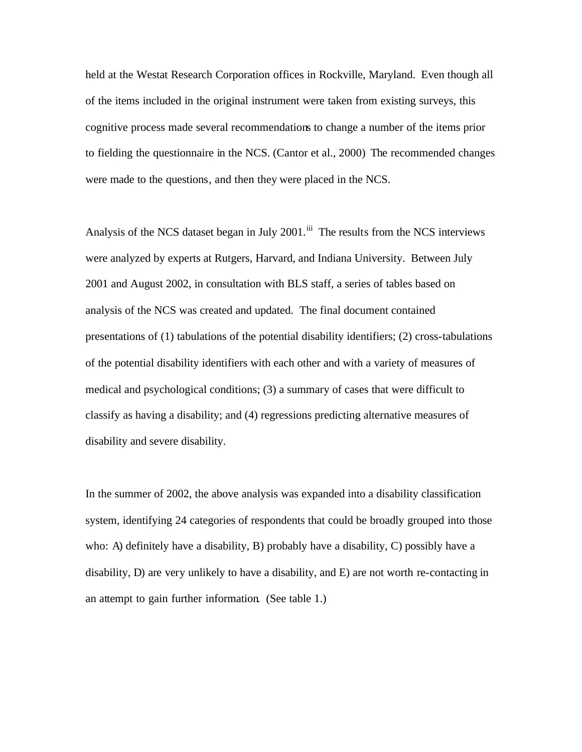held at the Westat Research Corporation offices in Rockville, Maryland. Even though all of the items included in the original instrument were taken from existing surveys, this cognitive process made several recommendations to change a number of the items prior to fielding the questionnaire in the NCS. (Cantor et al., 2000) The recommended changes were made to the questions, and then they were placed in the NCS.

Analysis of the NCS dataset began in July 2001.[iii] The results from the NCS interviews were analyzed by experts at Rutgers, Harvard, and Indiana University. Between July 2001 and August 2002, in consultation with BLS staff, a series of tables based on analysis of the NCS was created and updated. The final document contained presentations of (1) tabulations of the potential disability identifiers; (2) cross-tabulations of the potential disability identifiers with each other and with a variety of measures of medical and psychological conditions; (3) a summary of cases that were difficult to classify as having a disability; and (4) regressions predicting alternative measures of disability and severe disability.

In the summer of 2002, the above analysis was expanded into a disability classification system, identifying 24 categories of respondents that could be broadly grouped into those who: A) definitely have a disability, B) probably have a disability, C) possibly have a disability, D) are very unlikely to have a disability, and E) are not worth re-contacting in an attempt to gain further information. (See table 1.)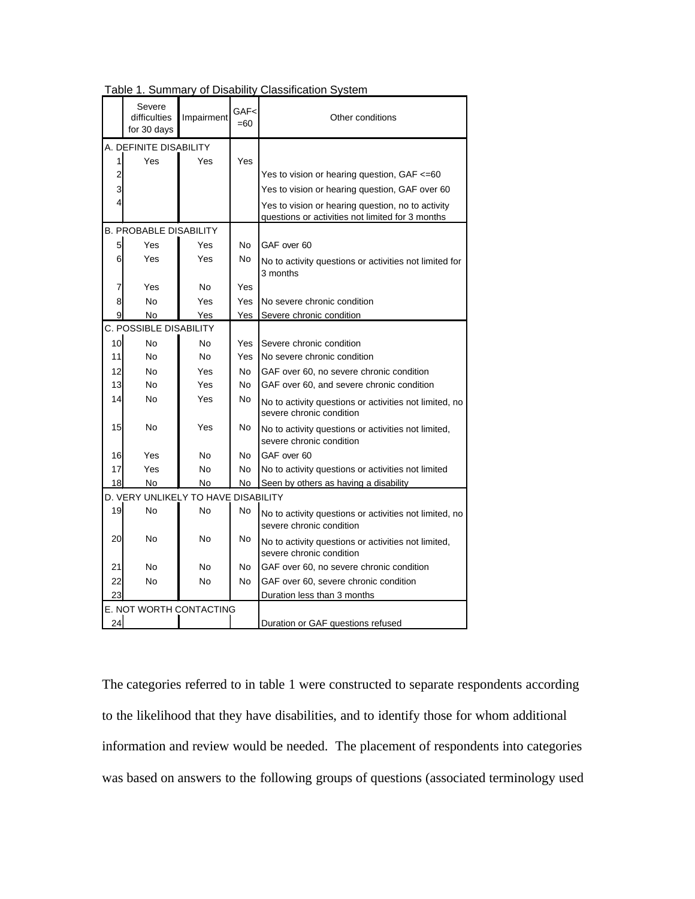Table 1. Summary of Disability Classification System

| | Severe difficulties for 30 days | Impairment | GAF<=60 | Other conditions |
|---|---|---|---|---|
| A. DEFINITE DISABILITY | | | | |
| 1 | Yes | Yes | Yes | |
| 2 | | | | Yes to vision or hearing question, GAF <=60 |
| 3 | | | | Yes to vision or hearing question, GAF over 60 |
| 4 | | | | Yes to vision or hearing question, no to activity questions or activities not limited for 3 months |
| B. PROBABLE DISABILITY | | | | |
| 5 | Yes | Yes | No | GAF over 60 |
| 6 | Yes | Yes | No | No to activity questions or activities not limited for 3 months |
| 7 | Yes | No | Yes | |
| 8 | No | Yes | Yes | No severe chronic condition |
| 9 | No | Yes | Yes | Severe chronic condition |
| C. POSSIBLE DISABILITY | | | | |
| 10 | No | No | Yes | Severe chronic condition |
| 11 | No | No | Yes | No severe chronic condition |
| 12 | No | Yes | No | GAF over 60, no severe chronic condition |
| 13 | No | Yes | No | GAF over 60, and severe chronic condition |
| 14 | No | Yes | No | No to activity questions or activities not limited, no severe chronic condition |
| 15 | No | Yes | No | No to activity questions or activities not limited, severe chronic condition |
| 16 | Yes | No | No | GAF over 60 |
| 17 | Yes | No | No | No to activity questions or activities not limited |
| 18 | No | No | No | Seen by others as having a disability |
| D. VERY UNLIKELY TO HAVE DISABILITY | | | | |
| 19 | No | No | No | No to activity questions or activities not limited, no severe chronic condition |
| 20 | No | No | No | No to activity questions or activities not limited, severe chronic condition |
| 21 | No | No | No | GAF over 60, no severe chronic condition |
| 22 | No | No | No | GAF over 60, severe chronic condition |
| 23 | | | | Duration less than 3 months |
| E. NOT WORTH CONTACTING | | | | |
| 24 | | | | Duration or GAF questions refused |

The categories referred to in table 1 were constructed to separate respondents according to the likelihood that they have disabilities, and to identify those for whom additional information and review would be needed. The placement of respondents into categories was based on answers to the following groups of questions (associated terminology used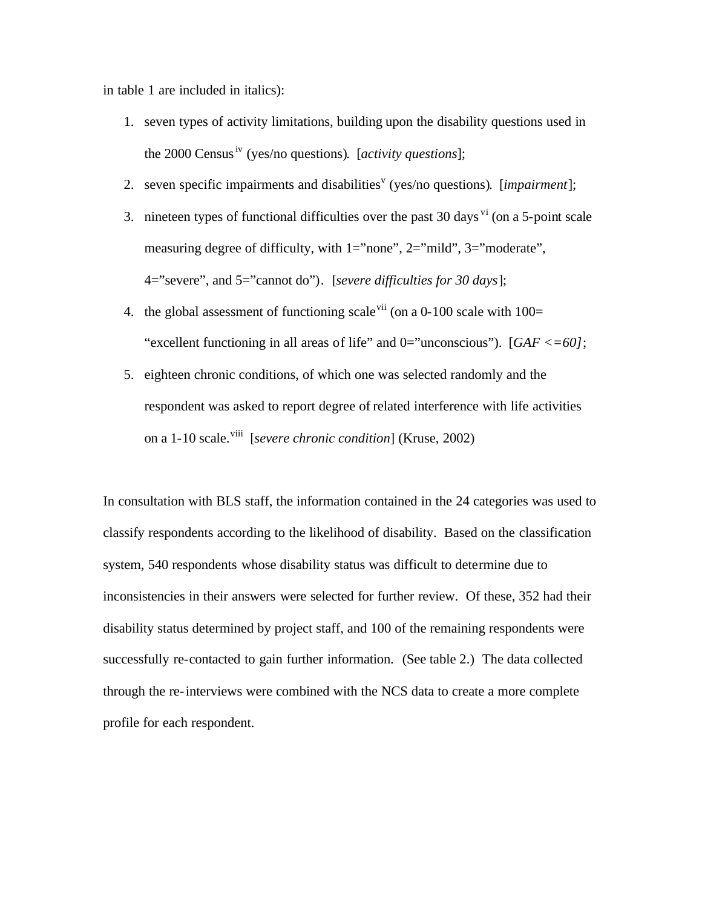in table 1 are included in italics):

1. seven types of activity limitations, building upon the disability questions used in the 2000 Census [iv] (yes/no questions). [*activity questions*];
2. seven specific impairments and disabilities[v] (yes/no questions). [*impairment*];
3. nineteen types of functional difficulties over the past 30 days [vi] (on a 5-point scale measuring degree of difficulty, with 1="none", 2="mild", 3="moderate", 4="severe", and 5="cannot do"). [*severe difficulties for 30 days*];
4. the global assessment of functioning scale[vii] (on a 0-100 scale with 100= "excellent functioning in all areas of life" and 0="unconscious"). [*GAF <=60]*;
5. eighteen chronic conditions, of which one was selected randomly and the respondent was asked to report degree of related interference with life activities on a 1-10 scale.[viii] [*severe chronic condition*] (Kruse, 2002)

In consultation with BLS staff, the information contained in the 24 categories was used to classify respondents according to the likelihood of disability. Based on the classification system, 540 respondents whose disability status was difficult to determine due to inconsistencies in their answers were selected for further review. Of these, 352 had their disability status determined by project staff, and 100 of the remaining respondents were successfully re-contacted to gain further information. (See table 2.) The data collected through the re-interviews were combined with the NCS data to create a more complete profile for each respondent.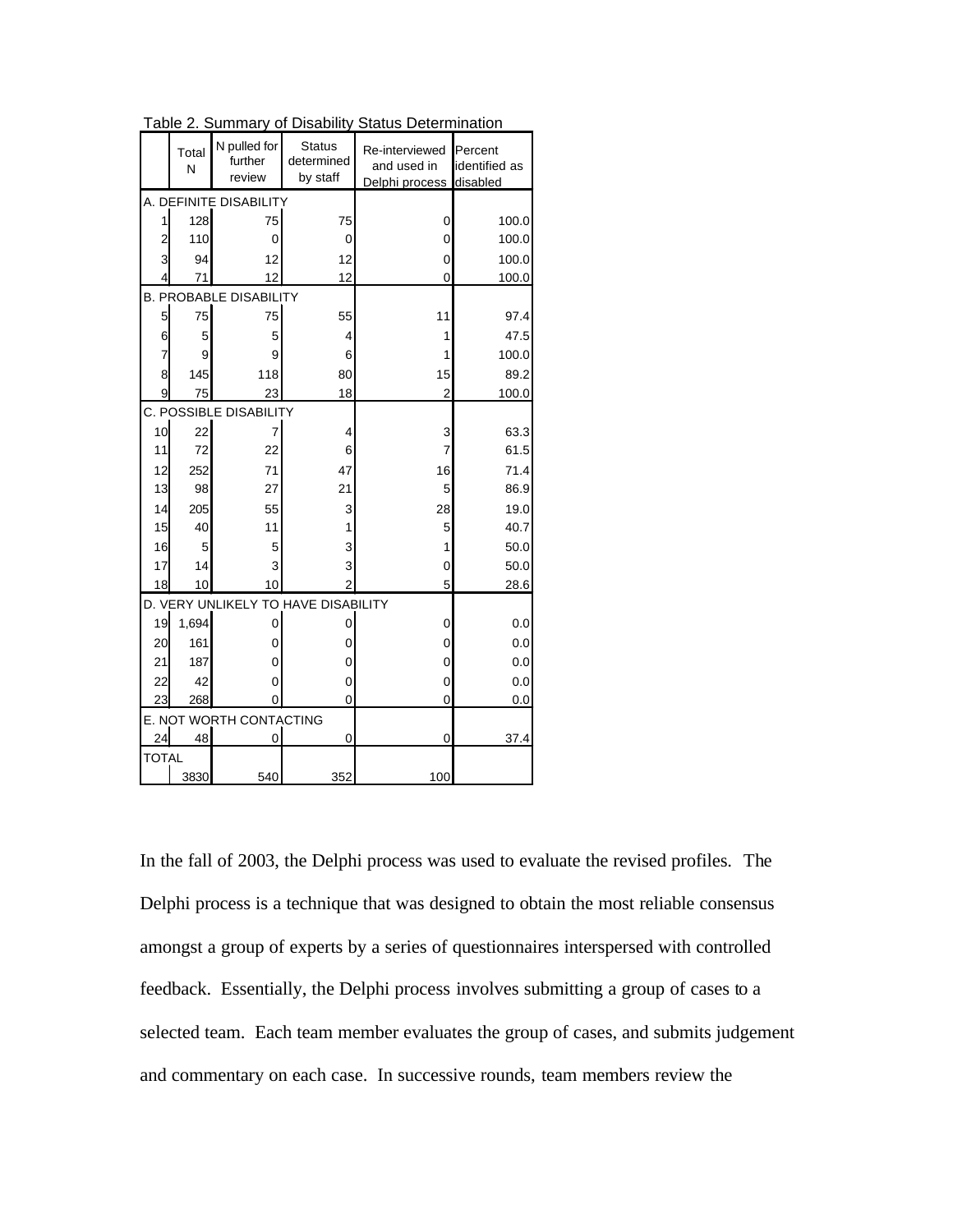Table 2. Summary of Disability Status Determination

| | Total N | N pulled for further review | Status determined by staff | Re-interviewed and used in Delphi process | Percent identified as disabled |
|---|---|---|---|---|---|
| A. DEFINITE DISABILITY | | | | | |
| 1 | 128 | 75 | 75 | 0 | 100.0 |
| 2 | 110 | 0 | 0 | 0 | 100.0 |
| 3 | 94 | 12 | 12 | 0 | 100.0 |
| 4 | 71 | 12 | 12 | 0 | 100.0 |
| B. PROBABLE DISABILITY | | | | | |
| 5 | 75 | 75 | 55 | 11 | 97.4 |
| 6 | 5 | 5 | 4 | 1 | 47.5 |
| 7 | 9 | 9 | 6 | 1 | 100.0 |
| 8 | 145 | 118 | 80 | 15 | 89.2 |
| 9 | 75 | 23 | 18 | 2 | 100.0 |
| C. POSSIBLE DISABILITY | | | | | |
| 10 | 22 | 7 | 4 | 3 | 63.3 |
| 11 | 72 | 22 | 6 | 7 | 61.5 |
| 12 | 252 | 71 | 47 | 16 | 71.4 |
| 13 | 98 | 27 | 21 | 5 | 86.9 |
| 14 | 205 | 55 | 3 | 28 | 19.0 |
| 15 | 40 | 11 | 1 | 5 | 40.7 |
| 16 | 5 | 5 | 3 | 1 | 50.0 |
| 17 | 14 | 3 | 3 | 0 | 50.0 |
| 18 | 10 | 10 | 2 | 5 | 28.6 |
| D. VERY UNLIKELY TO HAVE DISABILITY | | | | | |
| 19 | 1,694 | 0 | 0 | 0 | 0.0 |
| 20 | 161 | 0 | 0 | 0 | 0.0 |
| 21 | 187 | 0 | 0 | 0 | 0.0 |
| 22 | 42 | 0 | 0 | 0 | 0.0 |
| 23 | 268 | 0 | 0 | 0 | 0.0 |
| E. NOT WORTH CONTACTING | | | | | |
| 24 | 48 | 0 | 0 | 0 | 37.4 |
| TOTAL | | | | | |
| | 3830 | 540 | 352 | 100 | |

In the fall of 2003, the Delphi process was used to evaluate the revised profiles. The Delphi process is a technique that was designed to obtain the most reliable consensus amongst a group of experts by a series of questionnaires interspersed with controlled feedback. Essentially, the Delphi process involves submitting a group of cases to a selected team. Each team member evaluates the group of cases, and submits judgement and commentary on each case. In successive rounds, team members review the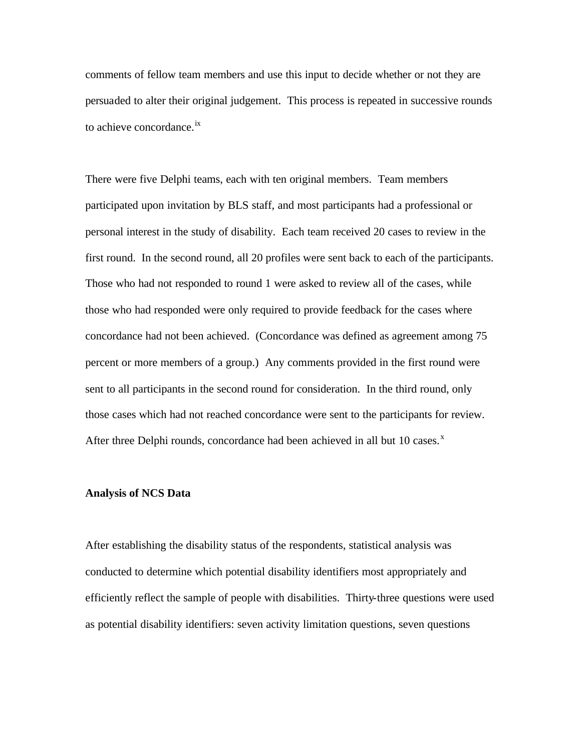comments of fellow team members and use this input to decide whether or not they are persuaded to alter their original judgement. This process is repeated in successive rounds to achieve concordance.[ix]

There were five Delphi teams, each with ten original members. Team members participated upon invitation by BLS staff, and most participants had a professional or personal interest in the study of disability. Each team received 20 cases to review in the first round. In the second round, all 20 profiles were sent back to each of the participants. Those who had not responded to round 1 were asked to review all of the cases, while those who had responded were only required to provide feedback for the cases where concordance had not been achieved. (Concordance was defined as agreement among 75 percent or more members of a group.) Any comments provided in the first round were sent to all participants in the second round for consideration. In the third round, only those cases which had not reached concordance were sent to the participants for review. After three Delphi rounds, concordance had been achieved in all but 10 cases.[x]

**Analysis of NCS Data**

After establishing the disability status of the respondents, statistical analysis was conducted to determine which potential disability identifiers most appropriately and efficiently reflect the sample of people with disabilities. Thirty-three questions were used as potential disability identifiers: seven activity limitation questions, seven questions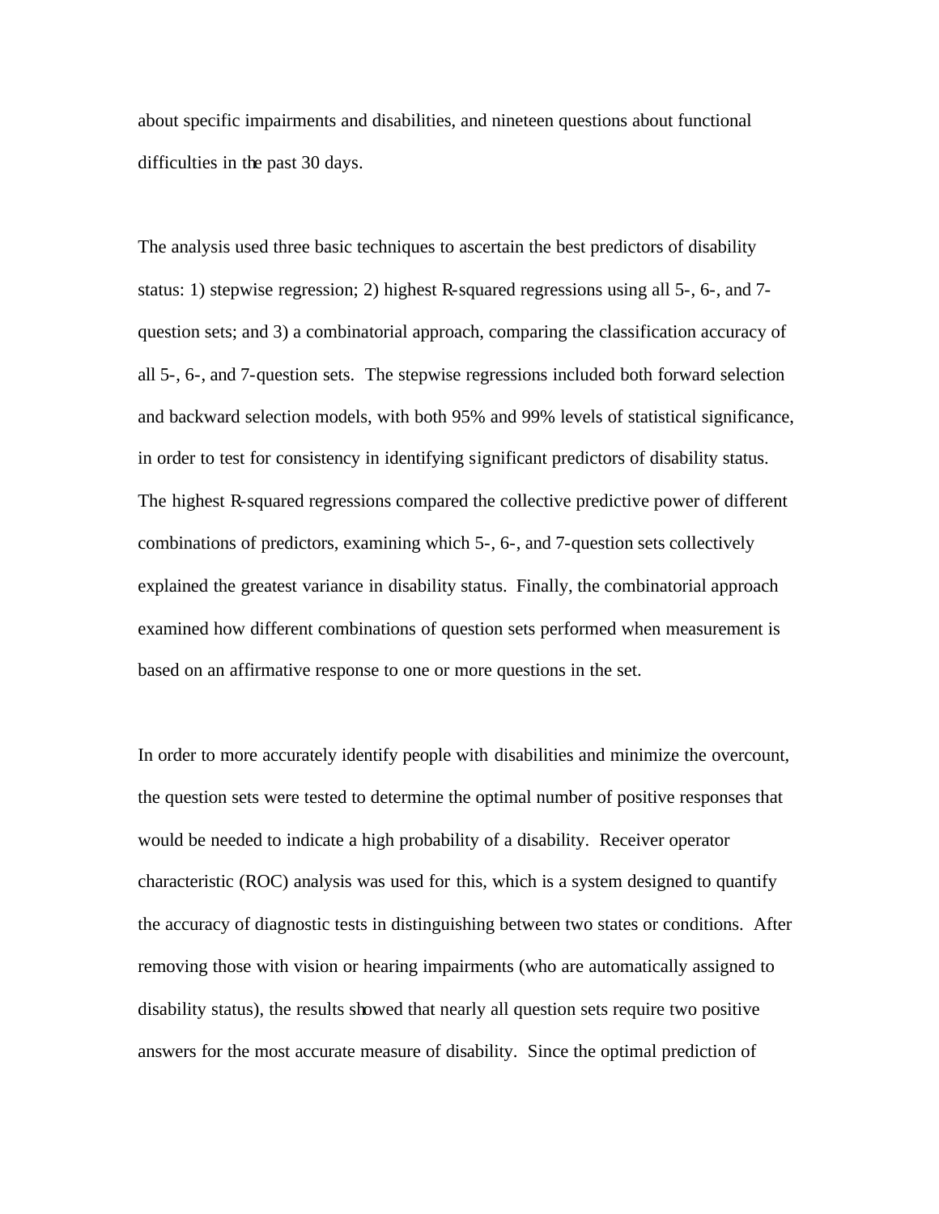about specific impairments and disabilities, and nineteen questions about functional difficulties in the past 30 days.

The analysis used three basic techniques to ascertain the best predictors of disability status: 1) stepwise regression; 2) highest R-squared regressions using all 5-, 6-, and 7-question sets; and 3) a combinatorial approach, comparing the classification accuracy of all 5-, 6-, and 7-question sets. The stepwise regressions included both forward selection and backward selection models, with both 95% and 99% levels of statistical significance, in order to test for consistency in identifying significant predictors of disability status. The highest R-squared regressions compared the collective predictive power of different combinations of predictors, examining which 5-, 6-, and 7-question sets collectively explained the greatest variance in disability status. Finally, the combinatorial approach examined how different combinations of question sets performed when measurement is based on an affirmative response to one or more questions in the set.

In order to more accurately identify people with disabilities and minimize the overcount, the question sets were tested to determine the optimal number of positive responses that would be needed to indicate a high probability of a disability. Receiver operator characteristic (ROC) analysis was used for this, which is a system designed to quantify the accuracy of diagnostic tests in distinguishing between two states or conditions. After removing those with vision or hearing impairments (who are automatically assigned to disability status), the results showed that nearly all question sets require two positive answers for the most accurate measure of disability. Since the optimal prediction of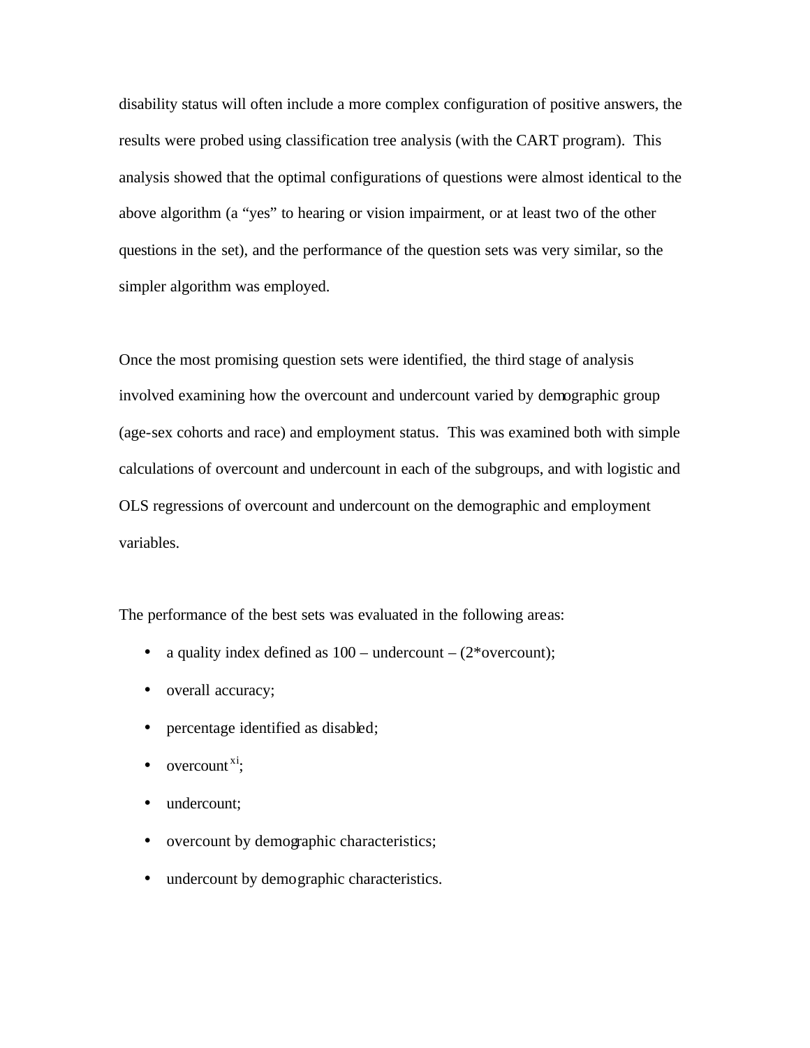disability status will often include a more complex configuration of positive answers, the results were probed using classification tree analysis (with the CART program). This analysis showed that the optimal configurations of questions were almost identical to the above algorithm (a "yes" to hearing or vision impairment, or at least two of the other questions in the set), and the performance of the question sets was very similar, so the simpler algorithm was employed.

Once the most promising question sets were identified, the third stage of analysis involved examining how the overcount and undercount varied by demographic group (age-sex cohorts and race) and employment status. This was examined both with simple calculations of overcount and undercount in each of the subgroups, and with logistic and OLS regressions of overcount and undercount on the demographic and employment variables.

The performance of the best sets was evaluated in the following areas:

- a quality index defined as 100 – undercount – (2*overcount);
- overall accuracy;
- percentage identified as disabled;
- overcount[xi];
- undercount;
- overcount by demographic characteristics;
- undercount by demographic characteristics.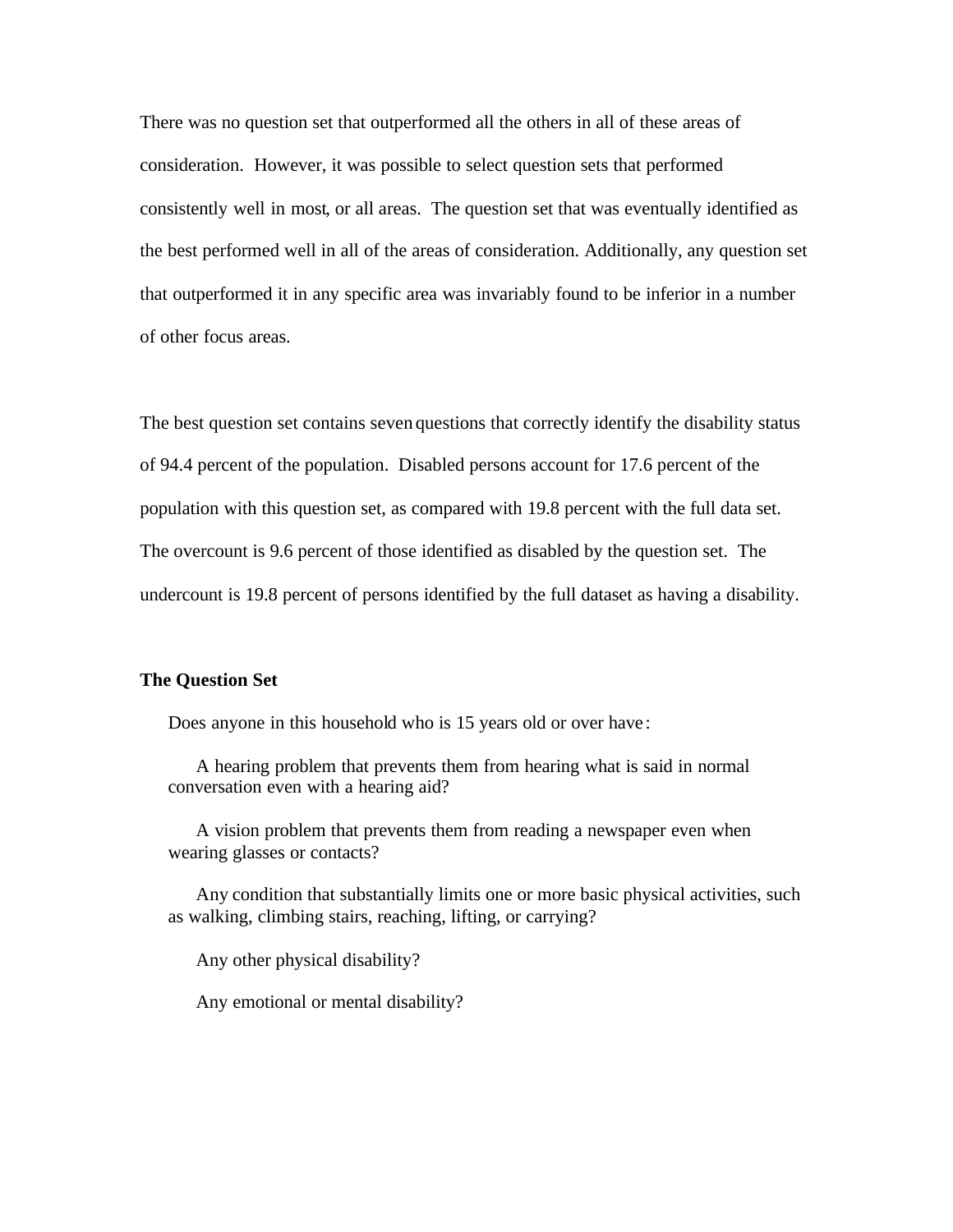There was no question set that outperformed all the others in all of these areas of consideration. However, it was possible to select question sets that performed consistently well in most, or all areas. The question set that was eventually identified as the best performed well in all of the areas of consideration. Additionally, any question set that outperformed it in any specific area was invariably found to be inferior in a number of other focus areas.

The best question set contains seven questions that correctly identify the disability status of 94.4 percent of the population. Disabled persons account for 17.6 percent of the population with this question set, as compared with 19.8 percent with the full data set. The overcount is 9.6 percent of those identified as disabled by the question set. The undercount is 19.8 percent of persons identified by the full dataset as having a disability.

### The Question Set

Does anyone in this household who is 15 years old or over have:

A hearing problem that prevents them from hearing what is said in normal conversation even with a hearing aid?

A vision problem that prevents them from reading a newspaper even when wearing glasses or contacts?

Any condition that substantially limits one or more basic physical activities, such as walking, climbing stairs, reaching, lifting, or carrying?

Any other physical disability?

Any emotional or mental disability?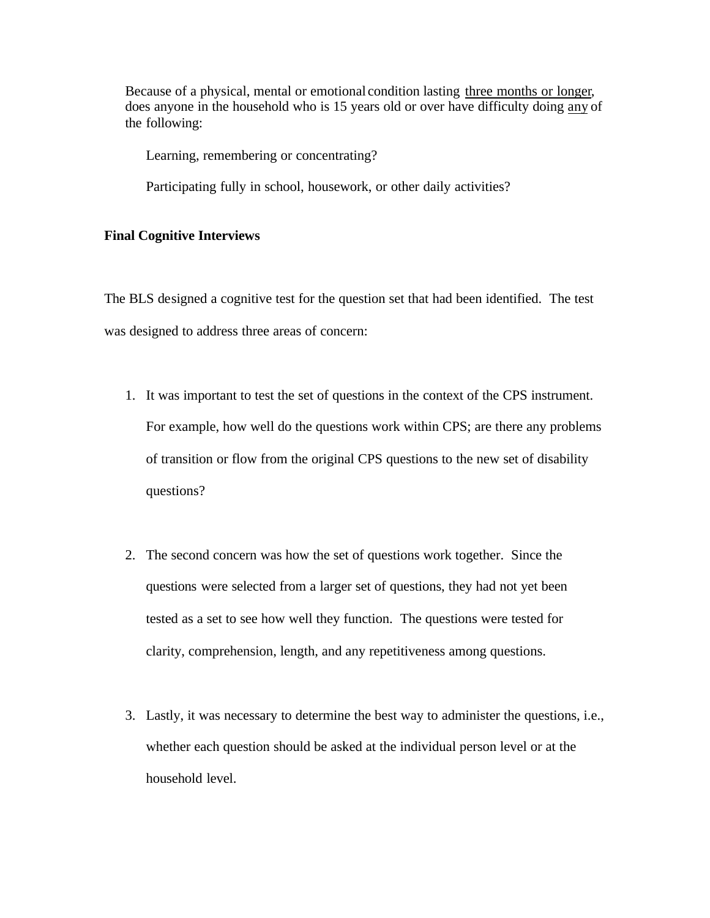Because of a physical, mental or emotional condition lasting three months or longer, does anyone in the household who is 15 years old or over have difficulty doing any of the following:

Learning, remembering or concentrating?

Participating fully in school, housework, or other daily activities?

**Final Cognitive Interviews**

The BLS designed a cognitive test for the question set that had been identified. The test was designed to address three areas of concern:

1. It was important to test the set of questions in the context of the CPS instrument. For example, how well do the questions work within CPS; are there any problems of transition or flow from the original CPS questions to the new set of disability questions?

2. The second concern was how the set of questions work together. Since the questions were selected from a larger set of questions, they had not yet been tested as a set to see how well they function. The questions were tested for clarity, comprehension, length, and any repetitiveness among questions.

3. Lastly, it was necessary to determine the best way to administer the questions, i.e., whether each question should be asked at the individual person level or at the household level.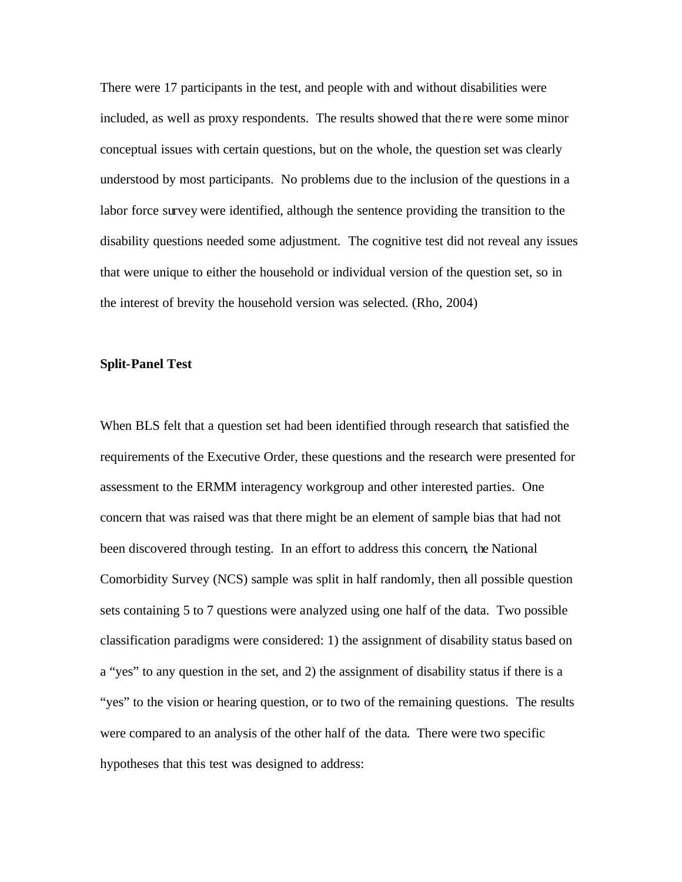There were 17 participants in the test, and people with and without disabilities were included, as well as proxy respondents. The results showed that there were some minor conceptual issues with certain questions, but on the whole, the question set was clearly understood by most participants. No problems due to the inclusion of the questions in a labor force survey were identified, although the sentence providing the transition to the disability questions needed some adjustment. The cognitive test did not reveal any issues that were unique to either the household or individual version of the question set, so in the interest of brevity the household version was selected. (Rho, 2004)

**Split-Panel Test**

When BLS felt that a question set had been identified through research that satisfied the requirements of the Executive Order, these questions and the research were presented for assessment to the ERMM interagency workgroup and other interested parties. One concern that was raised was that there might be an element of sample bias that had not been discovered through testing. In an effort to address this concern, the National Comorbidity Survey (NCS) sample was split in half randomly, then all possible question sets containing 5 to 7 questions were analyzed using one half of the data. Two possible classification paradigms were considered: 1) the assignment of disability status based on a "yes" to any question in the set, and 2) the assignment of disability status if there is a "yes" to the vision or hearing question, or to two of the remaining questions. The results were compared to an analysis of the other half of the data. There were two specific hypotheses that this test was designed to address: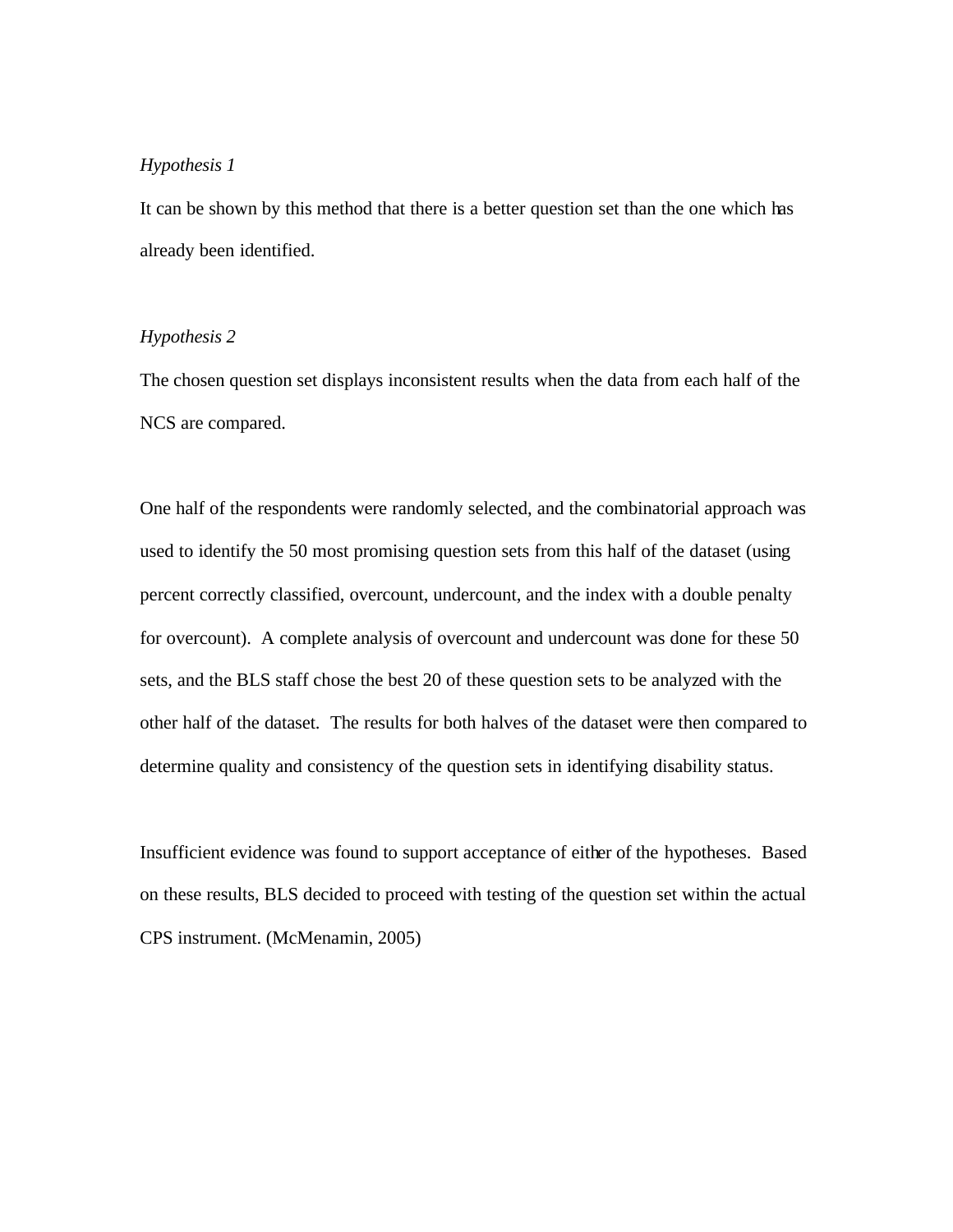*Hypothesis 1*

It can be shown by this method that there is a better question set than the one which has already been identified.

*Hypothesis 2*

The chosen question set displays inconsistent results when the data from each half of the NCS are compared.

One half of the respondents were randomly selected, and the combinatorial approach was used to identify the 50 most promising question sets from this half of the dataset (using percent correctly classified, overcount, undercount, and the index with a double penalty for overcount). A complete analysis of overcount and undercount was done for these 50 sets, and the BLS staff chose the best 20 of these question sets to be analyzed with the other half of the dataset. The results for both halves of the dataset were then compared to determine quality and consistency of the question sets in identifying disability status.

Insufficient evidence was found to support acceptance of either of the hypotheses. Based on these results, BLS decided to proceed with testing of the question set within the actual CPS instrument. (McMenamin, 2005)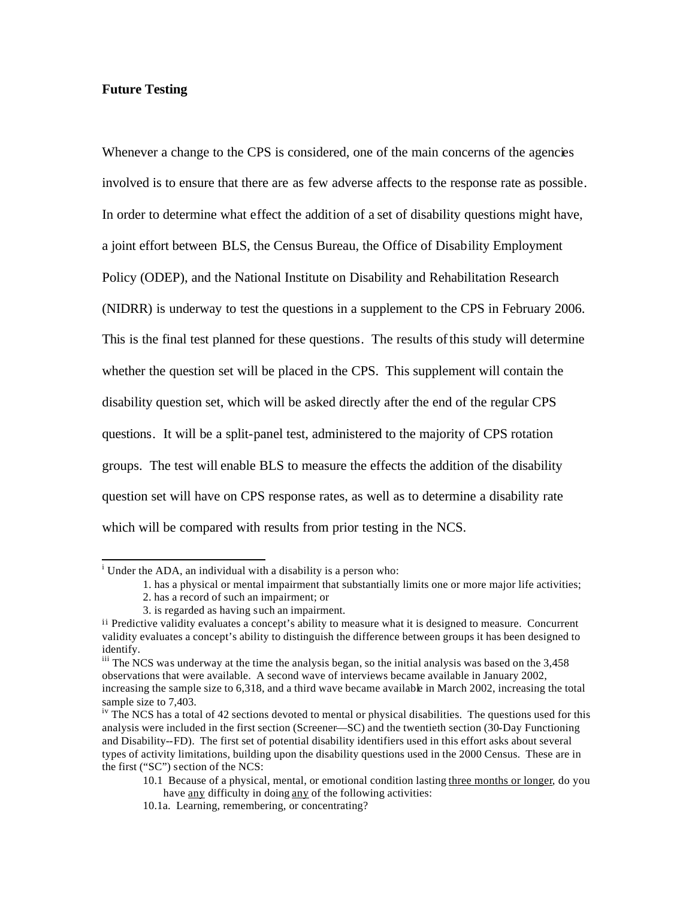**Future Testing**

Whenever a change to the CPS is considered, one of the main concerns of the agencies involved is to ensure that there are as few adverse affects to the response rate as possible. In order to determine what effect the addition of a set of disability questions might have, a joint effort between BLS, the Census Bureau, the Office of Disability Employment Policy (ODEP), and the National Institute on Disability and Rehabilitation Research (NIDRR) is underway to test the questions in a supplement to the CPS in February 2006. This is the final test planned for these questions. The results of this study will determine whether the question set will be placed in the CPS. This supplement will contain the disability question set, which will be asked directly after the end of the regular CPS questions. It will be a split-panel test, administered to the majority of CPS rotation groups. The test will enable BLS to measure the effects the addition of the disability question set will have on CPS response rates, as well as to determine a disability rate which will be compared with results from prior testing in the NCS.

---

[i] Under the ADA, an individual with a disability is a person who:

1. has a physical or mental impairment that substantially limits one or more major life activities;
2. has a record of such an impairment; or
3. is regarded as having such an impairment.

[ii] Predictive validity evaluates a concept's ability to measure what it is designed to measure. Concurrent validity evaluates a concept's ability to distinguish the difference between groups it has been designed to identify.

[iii] The NCS was underway at the time the analysis began, so the initial analysis was based on the 3,458 observations that were available. A second wave of interviews became available in January 2002, increasing the sample size to 6,318, and a third wave became available in March 2002, increasing the total sample size to 7,403.

[iv] The NCS has a total of 42 sections devoted to mental or physical disabilities. The questions used for this analysis were included in the first section (Screener—SC) and the twentieth section (30-Day Functioning and Disability--FD). The first set of potential disability identifiers used in this effort asks about several types of activity limitations, building upon the disability questions used in the 2000 Census. These are in the first ("SC") section of the NCS:

10.1 Because of a physical, mental, or emotional condition lasting <u>three months or longer</u>, do you have <u>any</u> difficulty in doing <u>any</u> of the following activities:

10.1a. Learning, remembering, or concentrating?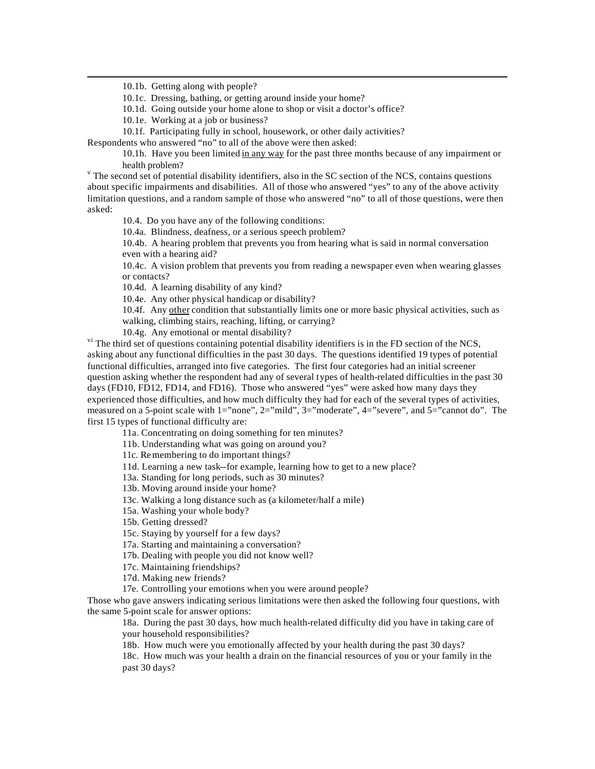10.1b. Getting along with people?

10.1c. Dressing, bathing, or getting around inside your home?

10.1d. Going outside your home alone to shop or visit a doctor's office?

10.1e. Working at a job or business?

10.1f. Participating fully in school, housework, or other daily activities?

Respondents who answered "no" to all of the above were then asked:

10.1h. Have you been limited <u>in any way</u> for the past three months because of any impairment or health problem?

[v] The second set of potential disability identifiers, also in the SC section of the NCS, contains questions about specific impairments and disabilities. All of those who answered "yes" to any of the above activity limitation questions, and a random sample of those who answered "no" to all of those questions, were then asked:

10.4. Do you have any of the following conditions:

10.4a. Blindness, deafness, or a serious speech problem?

10.4b. A hearing problem that prevents you from hearing what is said in normal conversation even with a hearing aid?

10.4c. A vision problem that prevents you from reading a newspaper even when wearing glasses or contacts?

10.4d. A learning disability of any kind?

10.4e. Any other physical handicap or disability?

10.4f. Any <u>other</u> condition that substantially limits one or more basic physical activities, such as walking, climbing stairs, reaching, lifting, or carrying?

10.4g. Any emotional or mental disability?

[vi] The third set of questions containing potential disability identifiers is in the FD section of the NCS, asking about any functional difficulties in the past 30 days. The questions identified 19 types of potential functional difficulties, arranged into five categories. The first four categories had an initial screener question asking whether the respondent had any of several types of health-related difficulties in the past 30 days (FD10, FD12, FD14, and FD16). Those who answered "yes" were asked how many days they experienced those difficulties, and how much difficulty they had for each of the several types of activities, measured on a 5-point scale with 1="none", 2="mild", 3="moderate", 4="severe", and 5="cannot do". The first 15 types of functional difficulty are:

11a. Concentrating on doing something for ten minutes?

11b. Understanding what was going on around you?

11c. Remembering to do important things?

11d. Learning a new task--for example, learning how to get to a new place?

13a. Standing for long periods, such as 30 minutes?

13b. Moving around inside your home?

13c. Walking a long distance such as (a kilometer/half a mile)

15a. Washing your whole body?

15b. Getting dressed?

15c. Staying by yourself for a few days?

17a. Starting and maintaining a conversation?

17b. Dealing with people you did not know well?

17c. Maintaining friendships?

17d. Making new friends?

17e. Controlling your emotions when you were around people?

Those who gave answers indicating serious limitations were then asked the following four questions, with the same 5-point scale for answer options:

18a. During the past 30 days, how much health-related difficulty did you have in taking care of your household responsibilities?

18b. How much were you emotionally affected by your health during the past 30 days?

18c. How much was your health a drain on the financial resources of you or your family in the past 30 days?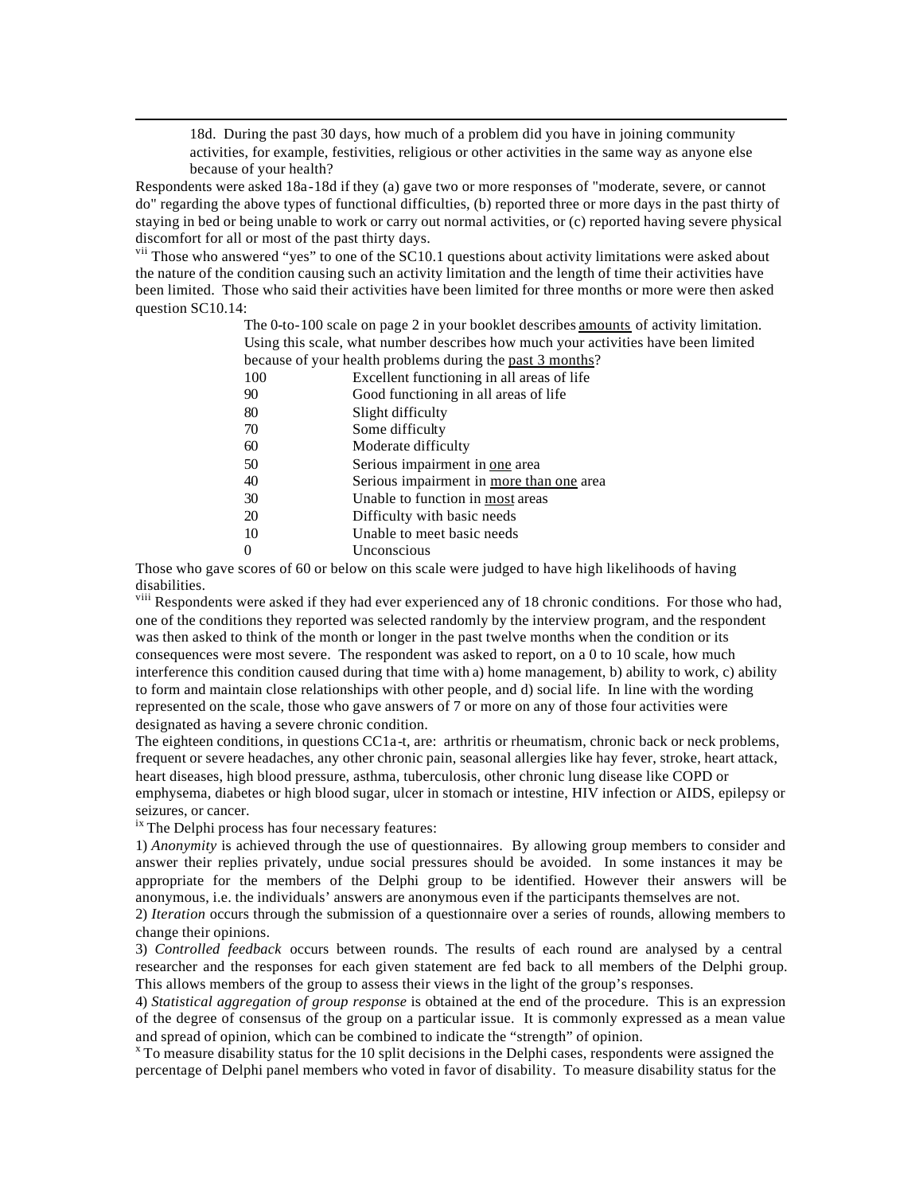18d. During the past 30 days, how much of a problem did you have in joining community activities, for example, festivities, religious or other activities in the same way as anyone else because of your health?

Respondents were asked 18a-18d if they (a) gave two or more responses of "moderate, severe, or cannot do" regarding the above types of functional difficulties, (b) reported three or more days in the past thirty of staying in bed or being unable to work or carry out normal activities, or (c) reported having severe physical discomfort for all or most of the past thirty days.

[vii] Those who answered "yes" to one of the SC10.1 questions about activity limitations were asked about the nature of the condition causing such an activity limitation and the length of time their activities have been limited. Those who said their activities have been limited for three months or more were then asked question SC10.14:

> The 0-to-100 scale on page 2 in your booklet describes amounts of activity limitation. Using this scale, what number describes how much your activities have been limited because of your health problems during the past 3 months?

| | |
|---|---|
| 100 | Excellent functioning in all areas of life |
| 90 | Good functioning in all areas of life |
| 80 | Slight difficulty |
| 70 | Some difficulty |
| 60 | Moderate difficulty |
| 50 | Serious impairment in one area |
| 40 | Serious impairment in more than one area |
| 30 | Unable to function in most areas |
| 20 | Difficulty with basic needs |
| 10 | Unable to meet basic needs |
| 0 | Unconscious |

Those who gave scores of 60 or below on this scale were judged to have high likelihoods of having disabilities.

[viii] Respondents were asked if they had ever experienced any of 18 chronic conditions. For those who had, one of the conditions they reported was selected randomly by the interview program, and the respondent was then asked to think of the month or longer in the past twelve months when the condition or its consequences were most severe. The respondent was asked to report, on a 0 to 10 scale, how much interference this condition caused during that time with a) home management, b) ability to work, c) ability to form and maintain close relationships with other people, and d) social life. In line with the wording represented on the scale, those who gave answers of 7 or more on any of those four activities were designated as having a severe chronic condition.

The eighteen conditions, in questions CC1a-t, are: arthritis or rheumatism, chronic back or neck problems, frequent or severe headaches, any other chronic pain, seasonal allergies like hay fever, stroke, heart attack, heart diseases, high blood pressure, asthma, tuberculosis, other chronic lung disease like COPD or emphysema, diabetes or high blood sugar, ulcer in stomach or intestine, HIV infection or AIDS, epilepsy or seizures, or cancer.

[ix] The Delphi process has four necessary features:

1) *Anonymity* is achieved through the use of questionnaires. By allowing group members to consider and answer their replies privately, undue social pressures should be avoided. In some instances it may be appropriate for the members of the Delphi group to be identified. However their answers will be anonymous, i.e. the individuals' answers are anonymous even if the participants themselves are not.

2) *Iteration* occurs through the submission of a questionnaire over a series of rounds, allowing members to change their opinions.

3) *Controlled feedback* occurs between rounds. The results of each round are analysed by a central researcher and the responses for each given statement are fed back to all members of the Delphi group. This allows members of the group to assess their views in the light of the group's responses.

4) *Statistical aggregation of group response* is obtained at the end of the procedure. This is an expression of the degree of consensus of the group on a particular issue. It is commonly expressed as a mean value and spread of opinion, which can be combined to indicate the "strength" of opinion.

[x] To measure disability status for the 10 split decisions in the Delphi cases, respondents were assigned the percentage of Delphi panel members who voted in favor of disability. To measure disability status for the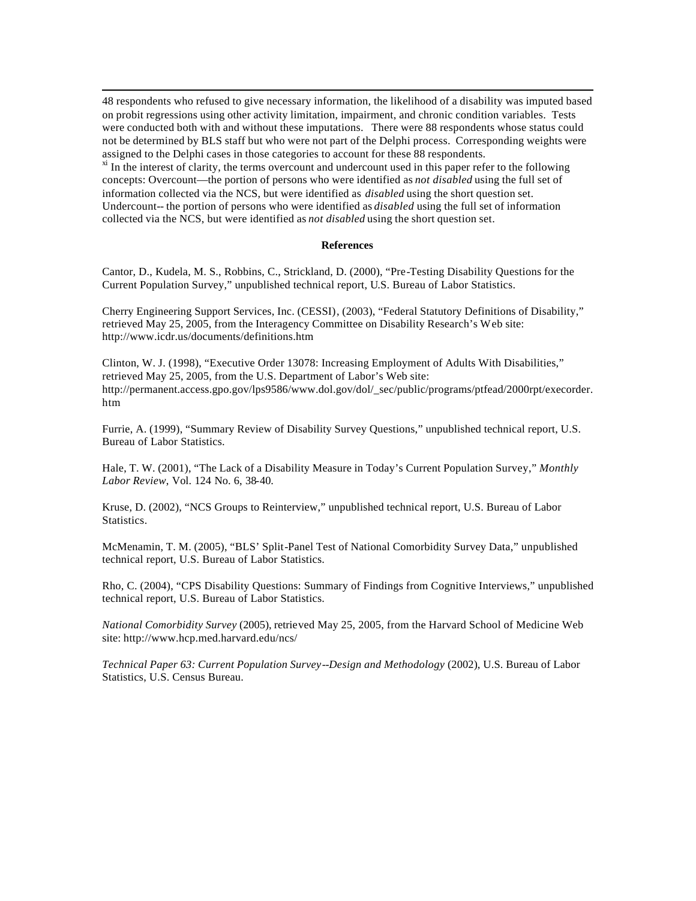48 respondents who refused to give necessary information, the likelihood of a disability was imputed based on probit regressions using other activity limitation, impairment, and chronic condition variables. Tests were conducted both with and without these imputations. There were 88 respondents whose status could not be determined by BLS staff but who were not part of the Delphi process. Corresponding weights were assigned to the Delphi cases in those categories to account for these 88 respondents.

[xi] In the interest of clarity, the terms overcount and undercount used in this paper refer to the following concepts: Overcount—the portion of persons who were identified as *not disabled* using the full set of information collected via the NCS, but were identified as *disabled* using the short question set. Undercount-- the portion of persons who were identified as *disabled* using the full set of information collected via the NCS, but were identified as *not disabled* using the short question set.

**References**

Cantor, D., Kudela, M. S., Robbins, C., Strickland, D. (2000), "Pre-Testing Disability Questions for the Current Population Survey," unpublished technical report, U.S. Bureau of Labor Statistics.

Cherry Engineering Support Services, Inc. (CESSI), (2003), "Federal Statutory Definitions of Disability," retrieved May 25, 2005, from the Interagency Committee on Disability Research's Web site: http://www.icdr.us/documents/definitions.htm

Clinton, W. J. (1998), "Executive Order 13078: Increasing Employment of Adults With Disabilities," retrieved May 25, 2005, from the U.S. Department of Labor's Web site: http://permanent.access.gpo.gov/lps9586/www.dol.gov/dol/_sec/public/programs/ptfead/2000rpt/execorder.htm

Furrie, A. (1999), "Summary Review of Disability Survey Questions," unpublished technical report, U.S. Bureau of Labor Statistics.

Hale, T. W. (2001), "The Lack of a Disability Measure in Today's Current Population Survey," *Monthly Labor Review*, Vol. 124 No. 6, 38-40.

Kruse, D. (2002), "NCS Groups to Reinterview," unpublished technical report, U.S. Bureau of Labor Statistics.

McMenamin, T. M. (2005), "BLS' Split-Panel Test of National Comorbidity Survey Data," unpublished technical report, U.S. Bureau of Labor Statistics.

Rho, C. (2004), "CPS Disability Questions: Summary of Findings from Cognitive Interviews," unpublished technical report, U.S. Bureau of Labor Statistics.

*National Comorbidity Survey* (2005), retrieved May 25, 2005, from the Harvard School of Medicine Web site: http://www.hcp.med.harvard.edu/ncs/

*Technical Paper 63: Current Population Survey--Design and Methodology* (2002), U.S. Bureau of Labor Statistics, U.S. Census Bureau.